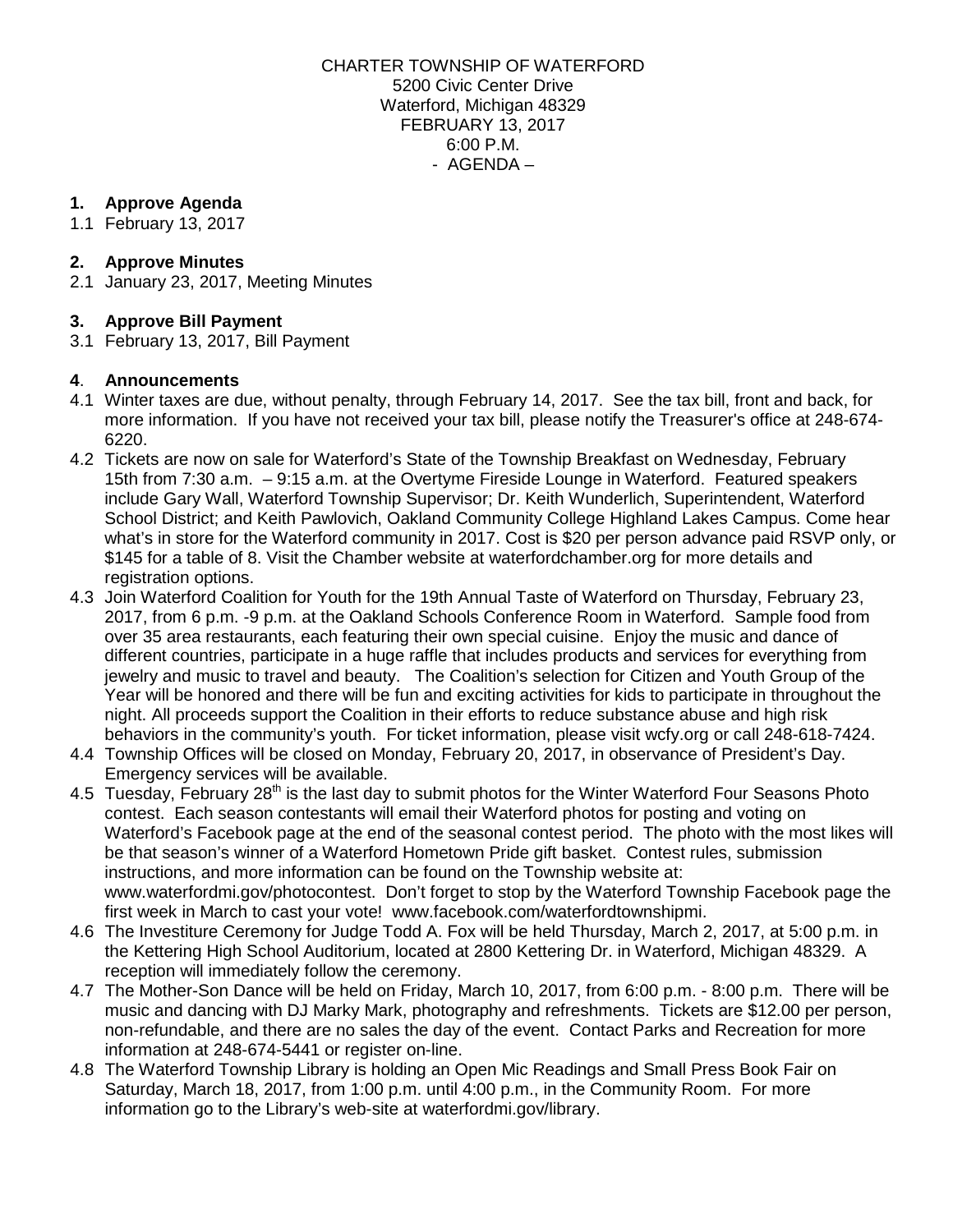CHARTER TOWNSHIP OF WATERFORD
5200 Civic Center Drive
Waterford, Michigan 48329
FEBRUARY 13, 2017
6:00 P.M.
- AGENDA –

**1. Approve Agenda**

1.1 February 13, 2017

**2. Approve Minutes**

2.1 January 23, 2017, Meeting Minutes

**3. Approve Bill Payment**

3.1 February 13, 2017, Bill Payment

**4. Announcements**

4.1 Winter taxes are due, without penalty, through February 14, 2017. See the tax bill, front and back, for more information. If you have not received your tax bill, please notify the Treasurer's office at 248-674-6220.

4.2 Tickets are now on sale for Waterford's State of the Township Breakfast on Wednesday, February 15th from 7:30 a.m. – 9:15 a.m. at the Overtyme Fireside Lounge in Waterford. Featured speakers include Gary Wall, Waterford Township Supervisor; Dr. Keith Wunderlich, Superintendent, Waterford School District; and Keith Pawlovich, Oakland Community College Highland Lakes Campus. Come hear what's in store for the Waterford community in 2017. Cost is $20 per person advance paid RSVP only, or $145 for a table of 8. Visit the Chamber website at waterfordchamber.org for more details and registration options.

4.3 Join Waterford Coalition for Youth for the 19th Annual Taste of Waterford on Thursday, February 23, 2017, from 6 p.m. -9 p.m. at the Oakland Schools Conference Room in Waterford. Sample food from over 35 area restaurants, each featuring their own special cuisine. Enjoy the music and dance of different countries, participate in a huge raffle that includes products and services for everything from jewelry and music to travel and beauty. The Coalition's selection for Citizen and Youth Group of the Year will be honored and there will be fun and exciting activities for kids to participate in throughout the night. All proceeds support the Coalition in their efforts to reduce substance abuse and high risk behaviors in the community's youth. For ticket information, please visit wcfy.org or call 248-618-7424.

4.4 Township Offices will be closed on Monday, February 20, 2017, in observance of President's Day. Emergency services will be available.

4.5 Tuesday, February 28th is the last day to submit photos for the Winter Waterford Four Seasons Photo contest. Each season contestants will email their Waterford photos for posting and voting on Waterford's Facebook page at the end of the seasonal contest period. The photo with the most likes will be that season's winner of a Waterford Hometown Pride gift basket. Contest rules, submission instructions, and more information can be found on the Township website at: www.waterfordmi.gov/photocontest. Don't forget to stop by the Waterford Township Facebook page the first week in March to cast your vote! www.facebook.com/waterfordtownshipmi.

4.6 The Investiture Ceremony for Judge Todd A. Fox will be held Thursday, March 2, 2017, at 5:00 p.m. in the Kettering High School Auditorium, located at 2800 Kettering Dr. in Waterford, Michigan 48329. A reception will immediately follow the ceremony.

4.7 The Mother-Son Dance will be held on Friday, March 10, 2017, from 6:00 p.m. - 8:00 p.m. There will be music and dancing with DJ Marky Mark, photography and refreshments. Tickets are $12.00 per person, non-refundable, and there are no sales the day of the event. Contact Parks and Recreation for more information at 248-674-5441 or register on-line.

4.8 The Waterford Township Library is holding an Open Mic Readings and Small Press Book Fair on Saturday, March 18, 2017, from 1:00 p.m. until 4:00 p.m., in the Community Room. For more information go to the Library's web-site at waterfordmi.gov/library.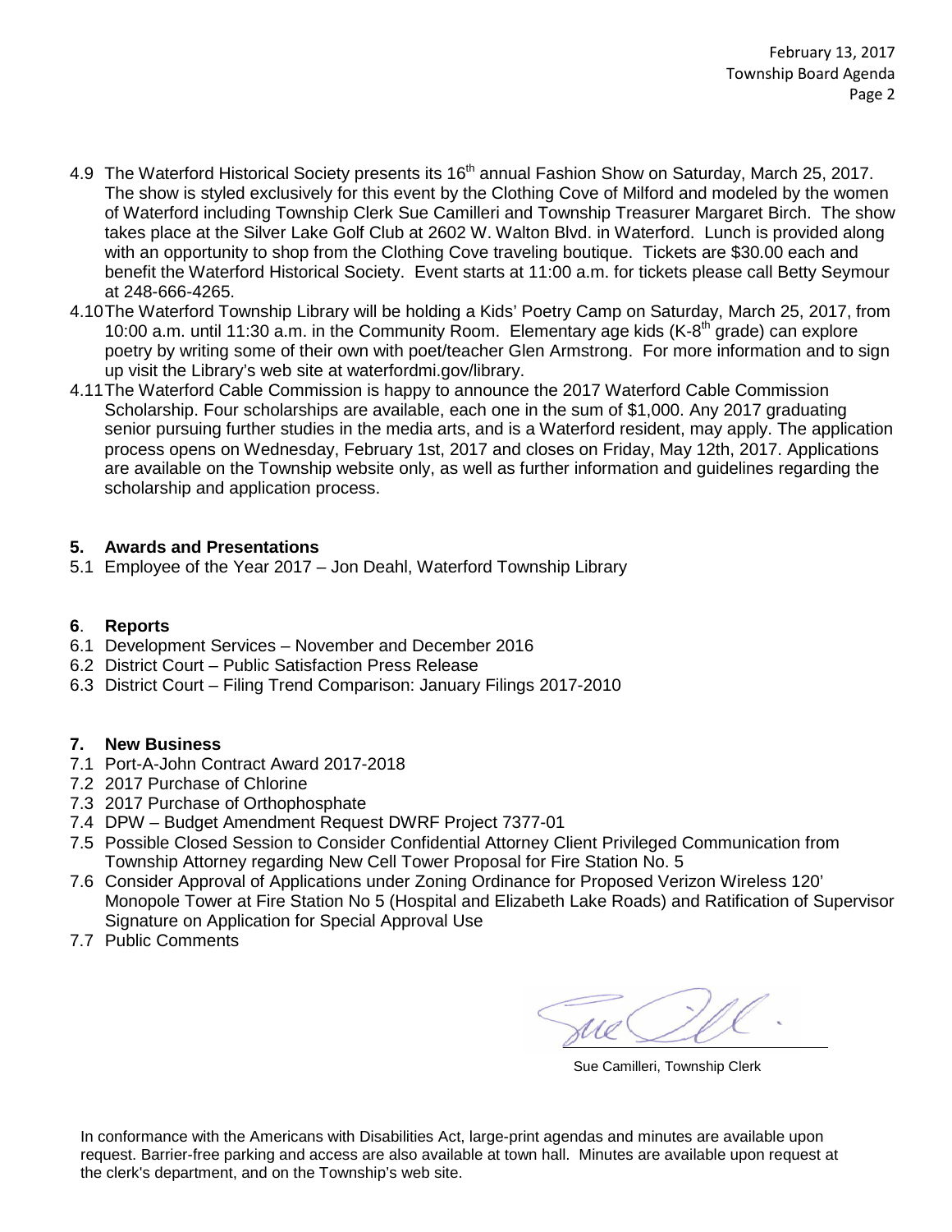4.9 The Waterford Historical Society presents its 16th annual Fashion Show on Saturday, March 25, 2017. The show is styled exclusively for this event by the Clothing Cove of Milford and modeled by the women of Waterford including Township Clerk Sue Camilleri and Township Treasurer Margaret Birch. The show takes place at the Silver Lake Golf Club at 2602 W. Walton Blvd. in Waterford. Lunch is provided along with an opportunity to shop from the Clothing Cove traveling boutique. Tickets are $30.00 each and benefit the Waterford Historical Society. Event starts at 11:00 a.m. for tickets please call Betty Seymour at 248-666-4265.

4.10 The Waterford Township Library will be holding a Kids' Poetry Camp on Saturday, March 25, 2017, from 10:00 a.m. until 11:30 a.m. in the Community Room. Elementary age kids (K-8th grade) can explore poetry by writing some of their own with poet/teacher Glen Armstrong. For more information and to sign up visit the Library's web site at waterfordmi.gov/library.

4.11 The Waterford Cable Commission is happy to announce the 2017 Waterford Cable Commission Scholarship. Four scholarships are available, each one in the sum of $1,000. Any 2017 graduating senior pursuing further studies in the media arts, and is a Waterford resident, may apply. The application process opens on Wednesday, February 1st, 2017 and closes on Friday, May 12th, 2017. Applications are available on the Township website only, as well as further information and guidelines regarding the scholarship and application process.

## 5. Awards and Presentations

5.1 Employee of the Year 2017 – Jon Deahl, Waterford Township Library

## 6. Reports

6.1 Development Services – November and December 2016
6.2 District Court – Public Satisfaction Press Release
6.3 District Court – Filing Trend Comparison: January Filings 2017-2010

## 7. New Business

7.1 Port-A-John Contract Award 2017-2018
7.2 2017 Purchase of Chlorine
7.3 2017 Purchase of Orthophosphate
7.4 DPW – Budget Amendment Request DWRF Project 7377-01
7.5 Possible Closed Session to Consider Confidential Attorney Client Privileged Communication from Township Attorney regarding New Cell Tower Proposal for Fire Station No. 5
7.6 Consider Approval of Applications under Zoning Ordinance for Proposed Verizon Wireless 120' Monopole Tower at Fire Station No 5 (Hospital and Elizabeth Lake Roads) and Ratification of Supervisor Signature on Application for Special Approval Use
7.7 Public Comments

Sue Camilleri, Township Clerk

In conformance with the Americans with Disabilities Act, large-print agendas and minutes are available upon request. Barrier-free parking and access are also available at town hall. Minutes are available upon request at the clerk's department, and on the Township's web site.